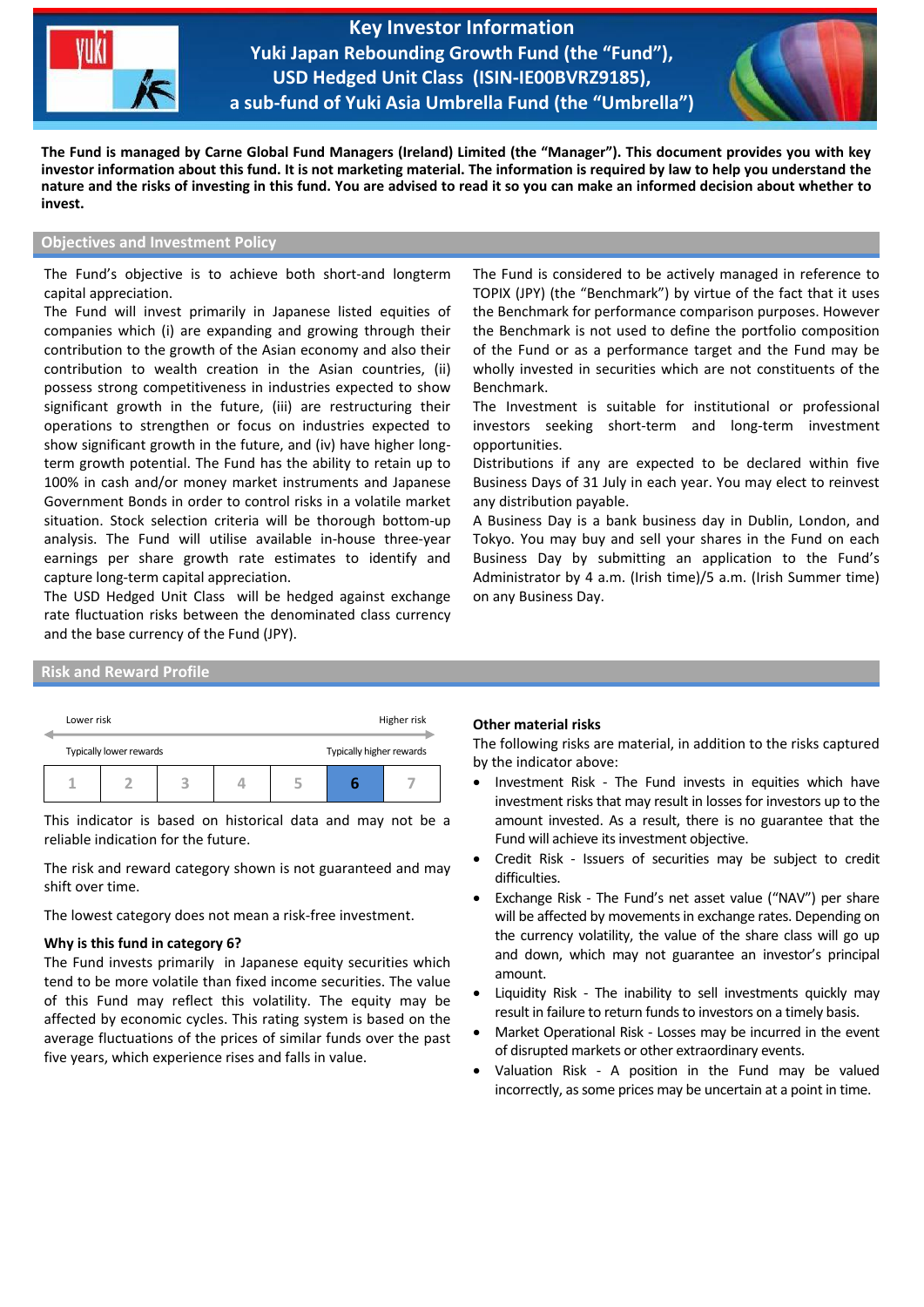# Key Investor Information

## Yuki Japan Rebounding Growth Fund (the "Fund"), USD Hedged Unit Class (ISIN-IE00BVRZ9185), a sub-fund of Yuki Asia Umbrella Fund (the "Umbrella")

**The Fund is managed by Carne Global Fund Managers (Ireland) Limited (the "Manager"). This document provides you with key investor information about this fund. It is not marketing material. The information is required by law to help you understand the nature and the risks of investing in this fund. You are advised to read it so you can make an informed decision about whether to invest.**

## Objectives and Investment Policy

The Fund's objective is to achieve both short-and longterm capital appreciation.

The Fund will invest primarily in Japanese listed equities of companies which (i) are expanding and growing through their contribution to the growth of the Asian economy and also their contribution to wealth creation in the Asian countries, (ii) possess strong competitiveness in industries expected to show significant growth in the future, (iii) are restructuring their operations to strengthen or focus on industries expected to show significant growth in the future, and (iv) have higher long-term growth potential. The Fund has the ability to retain up to 100% in cash and/or money market instruments and Japanese Government Bonds in order to control risks in a volatile market situation. Stock selection criteria will be thorough bottom-up analysis. The Fund will utilise available in-house three-year earnings per share growth rate estimates to identify and capture long-term capital appreciation.

The USD Hedged Unit Class will be hedged against exchange rate fluctuation risks between the denominated class currency and the base currency of the Fund (JPY).

The Fund is considered to be actively managed in reference to TOPIX (JPY) (the "Benchmark") by virtue of the fact that it uses the Benchmark for performance comparison purposes. However the Benchmark is not used to define the portfolio composition of the Fund or as a performance target and the Fund may be wholly invested in securities which are not constituents of the Benchmark.

The Investment is suitable for institutional or professional investors seeking short-term and long-term investment opportunities.

Distributions if any are expected to be declared within five Business Days of 31 July in each year. You may elect to reinvest any distribution payable.

A Business Day is a bank business day in Dublin, London, and Tokyo. You may buy and sell your shares in the Fund on each Business Day by submitting an application to the Fund's Administrator by 4 a.m. (Irish time)/5 a.m. (Irish Summer time) on any Business Day.

## Risk and Reward Profile

| Lower risk | | | | | | Higher risk |
|---|---|---|---|---|---|---|
| Typically lower rewards | | | | | | Typically higher rewards |
| 1 | 2 | 3 | 4 | 5 | **6** | 7 |

This indicator is based on historical data and may not be a reliable indication for the future.

The risk and reward category shown is not guaranteed and may shift over time.

The lowest category does not mean a risk-free investment.

**Why is this fund in category 6?**

The Fund invests primarily in Japanese equity securities which tend to be more volatile than fixed income securities. The value of this Fund may reflect this volatility. The equity may be affected by economic cycles. This rating system is based on the average fluctuations of the prices of similar funds over the past five years, which experience rises and falls in value.

**Other material risks**

The following risks are material, in addition to the risks captured by the indicator above:

- Investment Risk - The Fund invests in equities which have investment risks that may result in losses for investors up to the amount invested. As a result, there is no guarantee that the Fund will achieve its investment objective.
- Credit Risk - Issuers of securities may be subject to credit difficulties.
- Exchange Risk - The Fund's net asset value ("NAV") per share will be affected by movements in exchange rates. Depending on the currency volatility, the value of the share class will go up and down, which may not guarantee an investor's principal amount.
- Liquidity Risk - The inability to sell investments quickly may result in failure to return funds to investors on a timely basis.
- Market Operational Risk - Losses may be incurred in the event of disrupted markets or other extraordinary events.
- Valuation Risk - A position in the Fund may be valued incorrectly, as some prices may be uncertain at a point in time.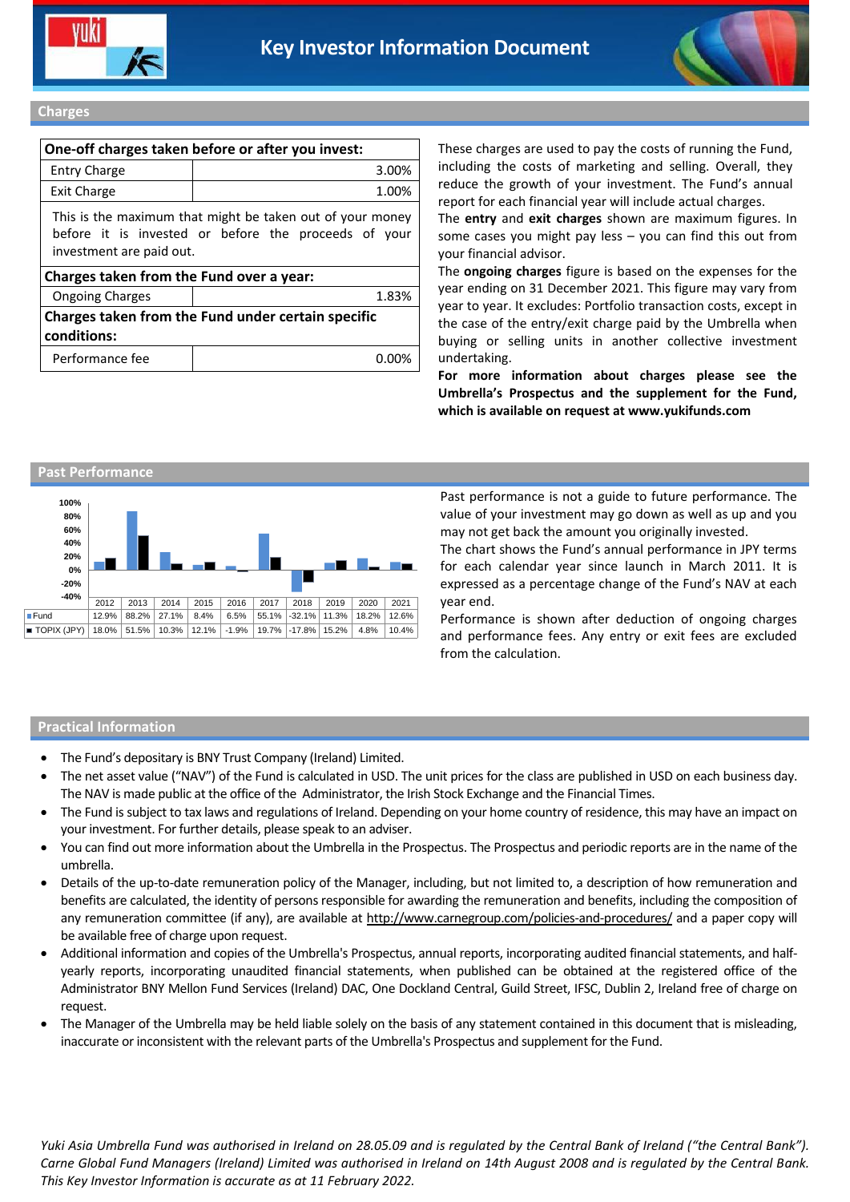## Charges

| One-off charges taken before or after you invest: | |
|---|---|
| Entry Charge | 3.00% |
| Exit Charge | 1.00% |
| This is the maximum that might be taken out of your money before it is invested or before the proceeds of your investment are paid out. | |
| **Charges taken from the Fund over a year:** | |
| Ongoing Charges | 1.83% |
| **Charges taken from the Fund under certain specific conditions:** | |
| Performance fee | 0.00% |

These charges are used to pay the costs of running the Fund, including the costs of marketing and selling. Overall, they reduce the growth of your investment. The Fund's annual report for each financial year will include actual charges.

The **entry** and **exit charges** shown are maximum figures. In some cases you might pay less – you can find this out from your financial advisor.

The **ongoing charges** figure is based on the expenses for the year ending on 31 December 2021. This figure may vary from year to year. It excludes: Portfolio transaction costs, except in the case of the entry/exit charge paid by the Umbrella when buying or selling units in another collective investment undertaking.

**For more information about charges please see the Umbrella's Prospectus and the supplement for the Fund, which is available on request at www.yukifunds.com**

## Past Performance

100%
80%
60%
40%
20%
0%
-20%
-40%

2012 2013 2014 2015 2016 2017 2018 2019 2020 2021

Fund 12.9% 88.2% 27.1% 8.4% 6.5% 55.1% -32.1% 11.3% 18.2% 12.6%

TOPIX (JPY) 18.0% 51.5% 10.3% 12.1% -1.9% 19.7% -17.8% 15.2% 4.8% 10.4%

Past performance is not a guide to future performance. The value of your investment may go down as well as up and you may not get back the amount you originally invested.

The chart shows the Fund's annual performance in JPY terms for each calendar year since launch in March 2011. It is expressed as a percentage change of the Fund's NAV at each year end.

Performance is shown after deduction of ongoing charges and performance fees. Any entry or exit fees are excluded from the calculation.

## Practical Information

- The Fund's depositary is BNY Trust Company (Ireland) Limited.
- The net asset value ("NAV") of the Fund is calculated in USD. The unit prices for the class are published in USD on each business day. The NAV is made public at the office of the Administrator, the Irish Stock Exchange and the Financial Times.
- The Fund is subject to tax laws and regulations of Ireland. Depending on your home country of residence, this may have an impact on your investment. For further details, please speak to an adviser.
- You can find out more information about the Umbrella in the Prospectus. The Prospectus and periodic reports are in the name of the umbrella.
- Details of the up-to-date remuneration policy of the Manager, including, but not limited to, a description of how remuneration and benefits are calculated, the identity of persons responsible for awarding the remuneration and benefits, including the composition of any remuneration committee (if any), are available at http://www.carnegroup.com/policies-and-procedures/ and a paper copy will be available free of charge upon request.
- Additional information and copies of the Umbrella's Prospectus, annual reports, incorporating audited financial statements, and half-yearly reports, incorporating unaudited financial statements, when published can be obtained at the registered office of the Administrator BNY Mellon Fund Services (Ireland) DAC, One Dockland Central, Guild Street, IFSC, Dublin 2, Ireland free of charge on request.
- The Manager of the Umbrella may be held liable solely on the basis of any statement contained in this document that is misleading, inaccurate or inconsistent with the relevant parts of the Umbrella's Prospectus and supplement for the Fund.

*Yuki Asia Umbrella Fund was authorised in Ireland on 28.05.09 and is regulated by the Central Bank of Ireland ("the Central Bank"). Carne Global Fund Managers (Ireland) Limited was authorised in Ireland on 14th August 2008 and is regulated by the Central Bank. This Key Investor Information is accurate as at 11 February 2022.*